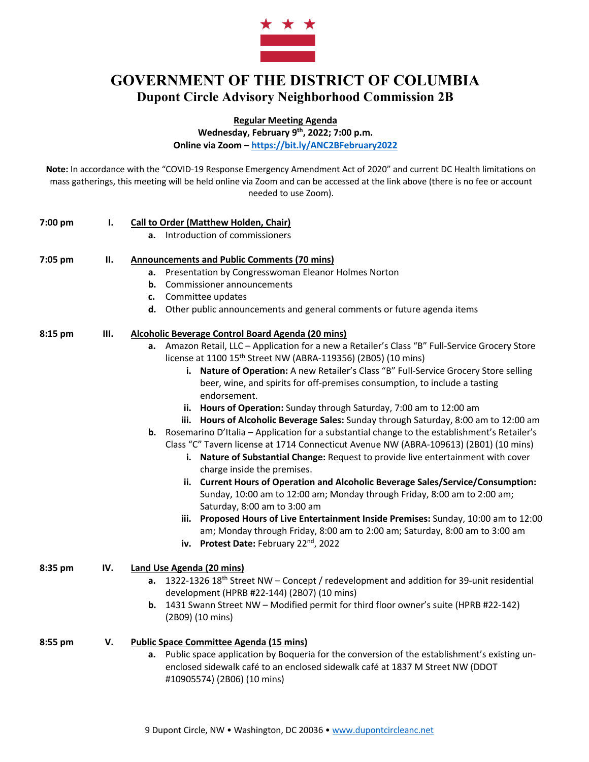# GOVERNMENT OF THE DISTRICT OF COLUMBIA

## Dupont Circle Advisory Neighborhood Commission 2B

**Regular Meeting Agenda**
**Wednesday, February 9th, 2022; 7:00 p.m.**
**Online via Zoom – https://bit.ly/ANC2BFebruary2022**

**Note:** In accordance with the "COVID-19 Response Emergency Amendment Act of 2020" and current DC Health limitations on mass gatherings, this meeting will be held online via Zoom and can be accessed at the link above (there is no fee or account needed to use Zoom).

**7:00 pm — I. Call to Order (Matthew Holden, Chair)**

- a. Introduction of commissioners

**7:05 pm — II. Announcements and Public Comments (70 mins)**

- a. Presentation by Congresswoman Eleanor Holmes Norton
- b. Commissioner announcements
- c. Committee updates
- d. Other public announcements and general comments or future agenda items

**8:15 pm — III. Alcoholic Beverage Control Board Agenda (20 mins)**

- a. Amazon Retail, LLC – Application for a new a Retailer's Class "B" Full-Service Grocery Store license at 1100 15th Street NW (ABRA-119356) (2B05) (10 mins)
  - i. **Nature of Operation:** A new Retailer's Class "B" Full-Service Grocery Store selling beer, wine, and spirits for off-premises consumption, to include a tasting endorsement.
  - ii. **Hours of Operation:** Sunday through Saturday, 7:00 am to 12:00 am
  - iii. **Hours of Alcoholic Beverage Sales:** Sunday through Saturday, 8:00 am to 12:00 am
- b. Rosemarino D'Italia – Application for a substantial change to the establishment's Retailer's Class "C" Tavern license at 1714 Connecticut Avenue NW (ABRA-109613) (2B01) (10 mins)
  - i. **Nature of Substantial Change:** Request to provide live entertainment with cover charge inside the premises.
  - ii. **Current Hours of Operation and Alcoholic Beverage Sales/Service/Consumption:** Sunday, 10:00 am to 12:00 am; Monday through Friday, 8:00 am to 2:00 am; Saturday, 8:00 am to 3:00 am
  - iii. **Proposed Hours of Live Entertainment Inside Premises:** Sunday, 10:00 am to 12:00 am; Monday through Friday, 8:00 am to 2:00 am; Saturday, 8:00 am to 3:00 am
  - iv. **Protest Date:** February 22nd, 2022

**8:35 pm — IV. Land Use Agenda (20 mins)**

- a. 1322-1326 18th Street NW – Concept / redevelopment and addition for 39-unit residential development (HPRB #22-144) (2B07) (10 mins)
- b. 1431 Swann Street NW – Modified permit for third floor owner's suite (HPRB #22-142) (2B09) (10 mins)

**8:55 pm — V. Public Space Committee Agenda (15 mins)**

- a. Public space application by Boqueria for the conversion of the establishment's existing un-enclosed sidewalk café to an enclosed sidewalk café at 1837 M Street NW (DDOT #10905574) (2B06) (10 mins)

9 Dupont Circle, NW • Washington, DC 20036 • www.dupontcircleanc.net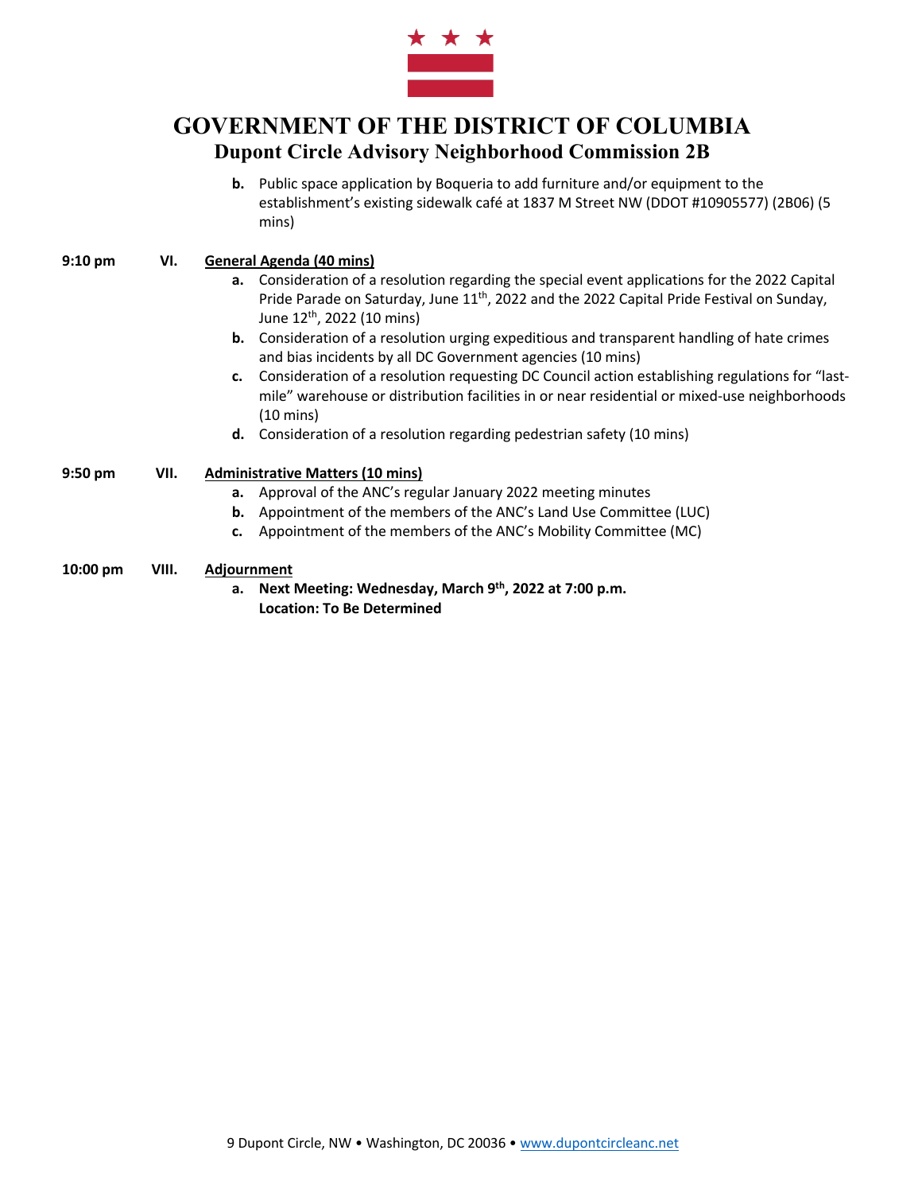# GOVERNMENT OF THE DISTRICT OF COLUMBIA

## Dupont Circle Advisory Neighborhood Commission 2B

**b.** Public space application by Boqueria to add furniture and/or equipment to the establishment's existing sidewalk café at 1837 M Street NW (DDOT #10905577) (2B06) (5 mins)

**9:10 pm** **VI.** **General Agenda (40 mins)**

- **a.** Consideration of a resolution regarding the special event applications for the 2022 Capital Pride Parade on Saturday, June 11th, 2022 and the 2022 Capital Pride Festival on Sunday, June 12th, 2022 (10 mins)
- **b.** Consideration of a resolution urging expeditious and transparent handling of hate crimes and bias incidents by all DC Government agencies (10 mins)
- **c.** Consideration of a resolution requesting DC Council action establishing regulations for "last-mile" warehouse or distribution facilities in or near residential or mixed-use neighborhoods (10 mins)
- **d.** Consideration of a resolution regarding pedestrian safety (10 mins)

**9:50 pm** **VII.** **Administrative Matters (10 mins)**

- **a.** Approval of the ANC's regular January 2022 meeting minutes
- **b.** Appointment of the members of the ANC's Land Use Committee (LUC)
- **c.** Appointment of the members of the ANC's Mobility Committee (MC)

**10:00 pm** **VIII.** **Adjournment**

- **a.** **Next Meeting: Wednesday, March 9th, 2022 at 7:00 p.m.**
  **Location: To Be Determined**

9 Dupont Circle, NW • Washington, DC 20036 • www.dupontcircleanc.net